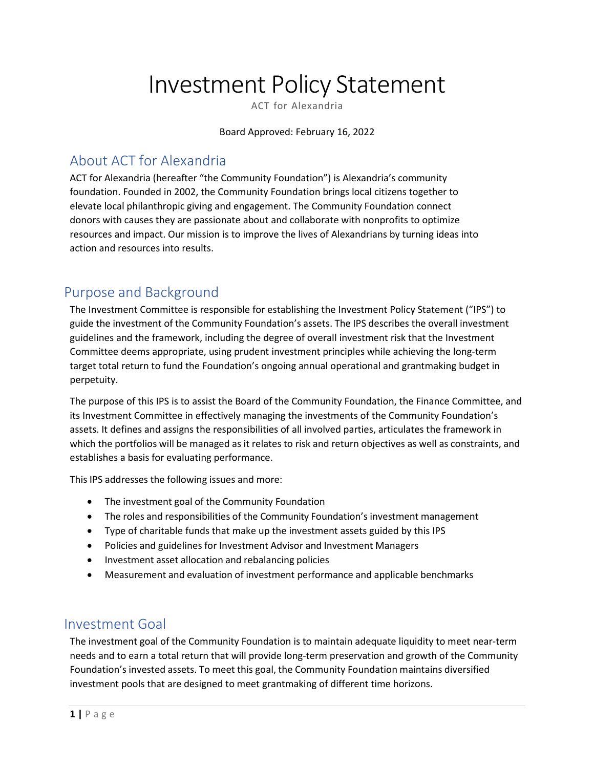# Investment Policy Statement

ACT for Alexandria

Board Approved: February 16, 2022

## About ACT for Alexandria

ACT for Alexandria (hereafter "the Community Foundation") is Alexandria's community foundation. Founded in 2002, the Community Foundation brings local citizens together to elevate local philanthropic giving and engagement. The Community Foundation connect donors with causes they are passionate about and collaborate with nonprofits to optimize resources and impact. Our mission is to improve the lives of Alexandrians by turning ideas into action and resources into results.

## Purpose and Background

The Investment Committee is responsible for establishing the Investment Policy Statement ("IPS") to guide the investment of the Community Foundation's assets. The IPS describes the overall investment guidelines and the framework, including the degree of overall investment risk that the Investment Committee deems appropriate, using prudent investment principles while achieving the long-term target total return to fund the Foundation's ongoing annual operational and grantmaking budget in perpetuity.

The purpose of this IPS is to assist the Board of the Community Foundation, the Finance Committee, and its Investment Committee in effectively managing the investments of the Community Foundation's assets. It defines and assigns the responsibilities of all involved parties, articulates the framework in which the portfolios will be managed as it relates to risk and return objectives as well as constraints, and establishes a basis for evaluating performance.

This IPS addresses the following issues and more:

- The investment goal of the Community Foundation
- The roles and responsibilities of the Community Foundation's investment management
- Type of charitable funds that make up the investment assets guided by this IPS
- Policies and guidelines for Investment Advisor and Investment Managers
- Investment asset allocation and rebalancing policies
- Measurement and evaluation of investment performance and applicable benchmarks

## Investment Goal

The investment goal of the Community Foundation is to maintain adequate liquidity to meet near-term needs and to earn a total return that will provide long-term preservation and growth of the Community Foundation's invested assets. To meet this goal, the Community Foundation maintains diversified investment pools that are designed to meet grantmaking of different time horizons.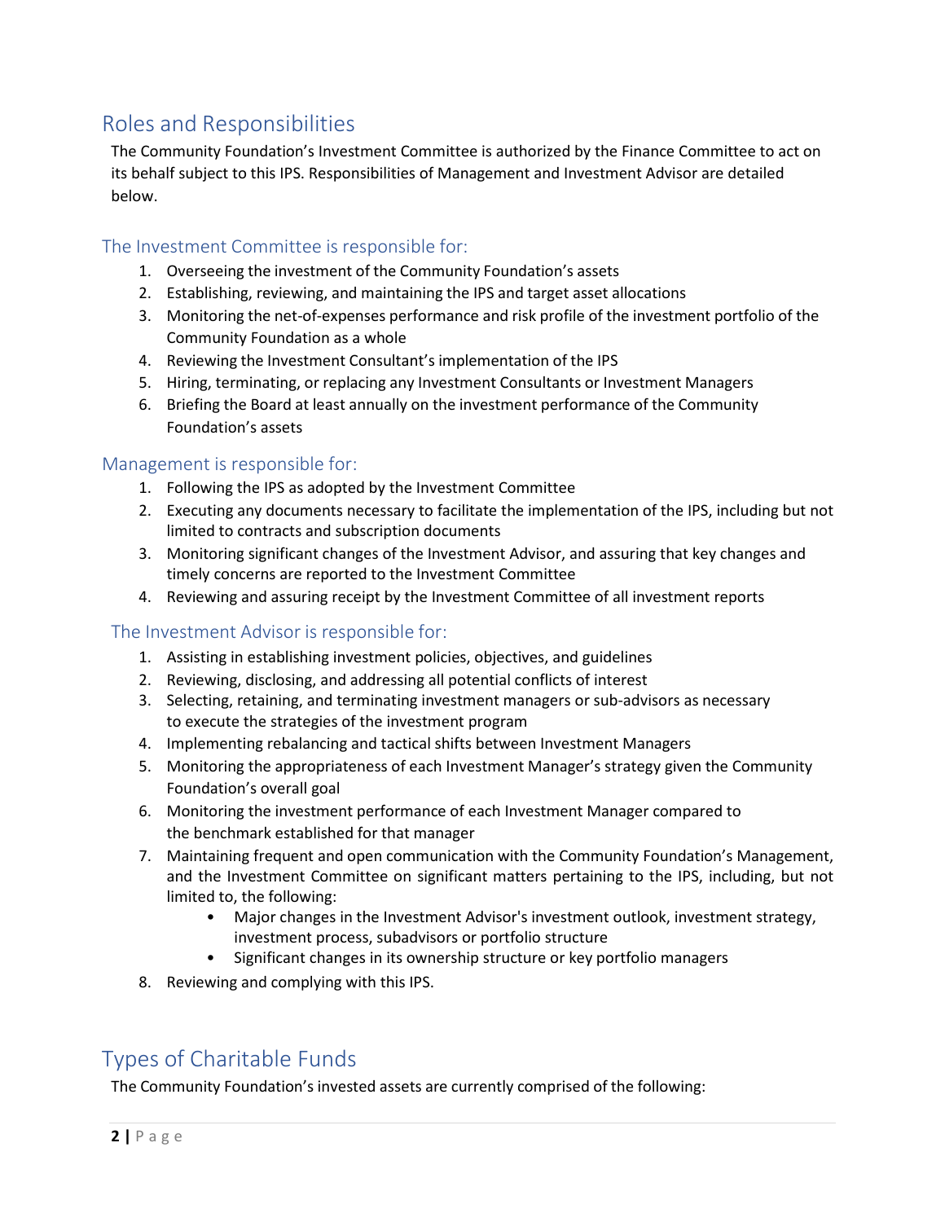## Roles and Responsibilities

The Community Foundation's Investment Committee is authorized by the Finance Committee to act on its behalf subject to this IPS. Responsibilities of Management and Investment Advisor are detailed below.

### The Investment Committee is responsible for:

1. Overseeing the investment of the Community Foundation's assets
2. Establishing, reviewing, and maintaining the IPS and target asset allocations
3. Monitoring the net-of-expenses performance and risk profile of the investment portfolio of the Community Foundation as a whole
4. Reviewing the Investment Consultant's implementation of the IPS
5. Hiring, terminating, or replacing any Investment Consultants or Investment Managers
6. Briefing the Board at least annually on the investment performance of the Community Foundation's assets

### Management is responsible for:

1. Following the IPS as adopted by the Investment Committee
2. Executing any documents necessary to facilitate the implementation of the IPS, including but not limited to contracts and subscription documents
3. Monitoring significant changes of the Investment Advisor, and assuring that key changes and timely concerns are reported to the Investment Committee
4. Reviewing and assuring receipt by the Investment Committee of all investment reports

### The Investment Advisor is responsible for:

1. Assisting in establishing investment policies, objectives, and guidelines
2. Reviewing, disclosing, and addressing all potential conflicts of interest
3. Selecting, retaining, and terminating investment managers or sub-advisors as necessary to execute the strategies of the investment program
4. Implementing rebalancing and tactical shifts between Investment Managers
5. Monitoring the appropriateness of each Investment Manager's strategy given the Community Foundation's overall goal
6. Monitoring the investment performance of each Investment Manager compared to the benchmark established for that manager
7. Maintaining frequent and open communication with the Community Foundation's Management, and the Investment Committee on significant matters pertaining to the IPS, including, but not limited to, the following:
    - Major changes in the Investment Advisor's investment outlook, investment strategy, investment process, subadvisors or portfolio structure
    - Significant changes in its ownership structure or key portfolio managers
8. Reviewing and complying with this IPS.

## Types of Charitable Funds

The Community Foundation's invested assets are currently comprised of the following: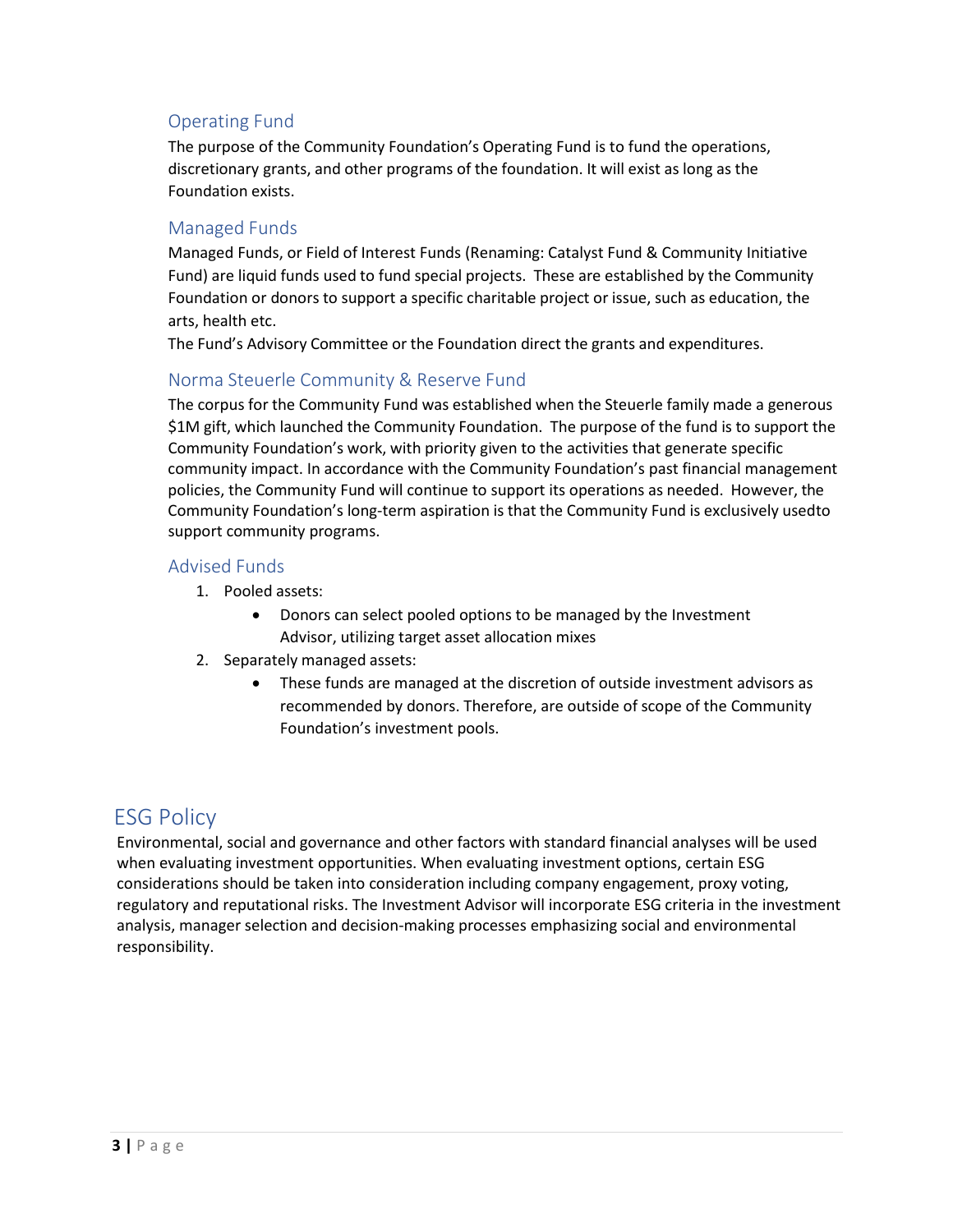### Operating Fund

The purpose of the Community Foundation's Operating Fund is to fund the operations, discretionary grants, and other programs of the foundation. It will exist as long as the Foundation exists.

### Managed Funds

Managed Funds, or Field of Interest Funds (Renaming: Catalyst Fund & Community Initiative Fund) are liquid funds used to fund special projects. These are established by the Community Foundation or donors to support a specific charitable project or issue, such as education, the arts, health etc.

The Fund's Advisory Committee or the Foundation direct the grants and expenditures.

### Norma Steuerle Community & Reserve Fund

The corpus for the Community Fund was established when the Steuerle family made a generous $1M gift, which launched the Community Foundation. The purpose of the fund is to support the Community Foundation's work, with priority given to the activities that generate specific community impact. In accordance with the Community Foundation's past financial management policies, the Community Fund will continue to support its operations as needed. However, the Community Foundation's long-term aspiration is that the Community Fund is exclusively usedto support community programs.

### Advised Funds

1. Pooled assets:
   - Donors can select pooled options to be managed by the Investment Advisor, utilizing target asset allocation mixes
2. Separately managed assets:
   - These funds are managed at the discretion of outside investment advisors as recommended by donors. Therefore, are outside of scope of the Community Foundation's investment pools.

## ESG Policy

Environmental, social and governance and other factors with standard financial analyses will be used when evaluating investment opportunities. When evaluating investment options, certain ESG considerations should be taken into consideration including company engagement, proxy voting, regulatory and reputational risks. The Investment Advisor will incorporate ESG criteria in the investment analysis, manager selection and decision-making processes emphasizing social and environmental responsibility.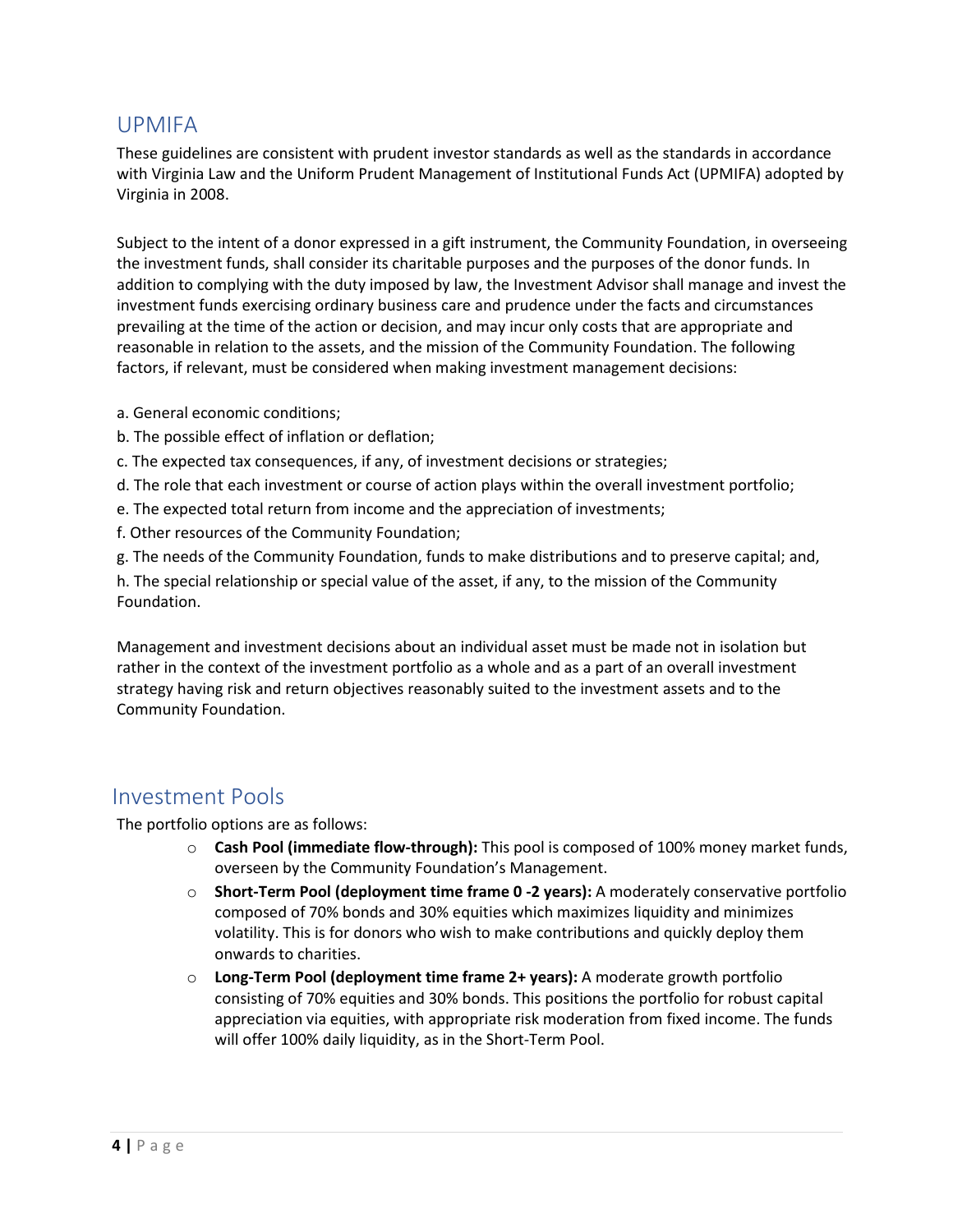## UPMIFA

These guidelines are consistent with prudent investor standards as well as the standards in accordance with Virginia Law and the Uniform Prudent Management of Institutional Funds Act (UPMIFA) adopted by Virginia in 2008.

Subject to the intent of a donor expressed in a gift instrument, the Community Foundation, in overseeing the investment funds, shall consider its charitable purposes and the purposes of the donor funds. In addition to complying with the duty imposed by law, the Investment Advisor shall manage and invest the investment funds exercising ordinary business care and prudence under the facts and circumstances prevailing at the time of the action or decision, and may incur only costs that are appropriate and reasonable in relation to the assets, and the mission of the Community Foundation. The following factors, if relevant, must be considered when making investment management decisions:

a. General economic conditions;

b. The possible effect of inflation or deflation;

c. The expected tax consequences, if any, of investment decisions or strategies;

d. The role that each investment or course of action plays within the overall investment portfolio;

e. The expected total return from income and the appreciation of investments;

f. Other resources of the Community Foundation;

g. The needs of the Community Foundation, funds to make distributions and to preserve capital; and,

h. The special relationship or special value of the asset, if any, to the mission of the Community Foundation.

Management and investment decisions about an individual asset must be made not in isolation but rather in the context of the investment portfolio as a whole and as a part of an overall investment strategy having risk and return objectives reasonably suited to the investment assets and to the Community Foundation.

## Investment Pools

The portfolio options are as follows:

- **Cash Pool (immediate flow-through):** This pool is composed of 100% money market funds, overseen by the Community Foundation's Management.
- **Short-Term Pool (deployment time frame 0 -2 years):** A moderately conservative portfolio composed of 70% bonds and 30% equities which maximizes liquidity and minimizes volatility. This is for donors who wish to make contributions and quickly deploy them onwards to charities.
- **Long-Term Pool (deployment time frame 2+ years):** A moderate growth portfolio consisting of 70% equities and 30% bonds. This positions the portfolio for robust capital appreciation via equities, with appropriate risk moderation from fixed income. The funds will offer 100% daily liquidity, as in the Short-Term Pool.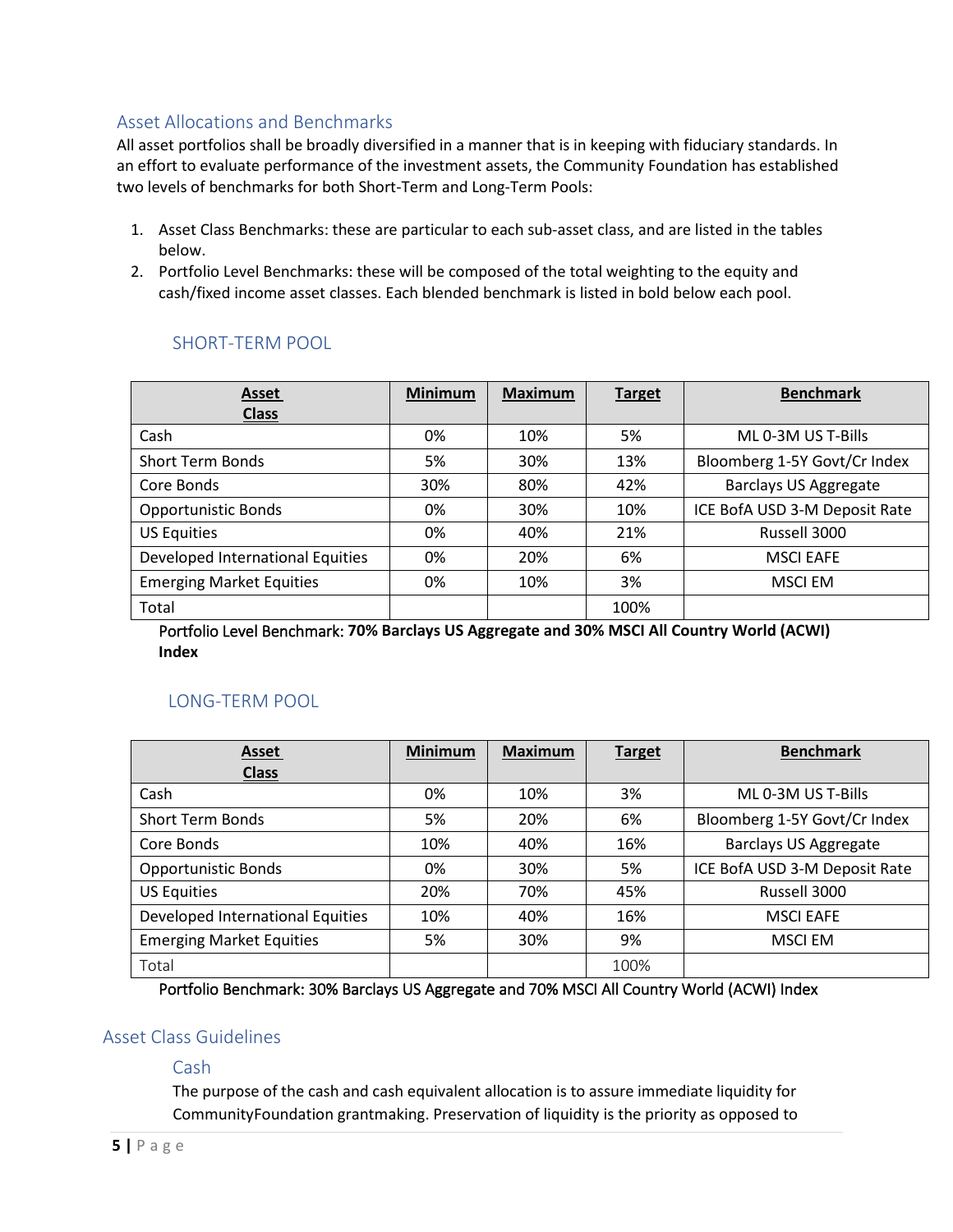## Asset Allocations and Benchmarks

All asset portfolios shall be broadly diversified in a manner that is in keeping with fiduciary standards. In an effort to evaluate performance of the investment assets, the Community Foundation has established two levels of benchmarks for both Short-Term and Long-Term Pools:

1. Asset Class Benchmarks: these are particular to each sub-asset class, and are listed in the tables below.
2. Portfolio Level Benchmarks: these will be composed of the total weighting to the equity and cash/fixed income asset classes. Each blended benchmark is listed in bold below each pool.

### SHORT-TERM POOL

| Asset Class | Minimum | Maximum | Target | Benchmark |
|---|---|---|---|---|
| Cash | 0% | 10% | 5% | ML 0-3M US T-Bills |
| Short Term Bonds | 5% | 30% | 13% | Bloomberg 1-5Y Govt/Cr Index |
| Core Bonds | 30% | 80% | 42% | Barclays US Aggregate |
| Opportunistic Bonds | 0% | 30% | 10% | ICE BofA USD 3-M Deposit Rate |
| US Equities | 0% | 40% | 21% | Russell 3000 |
| Developed International Equities | 0% | 20% | 6% | MSCI EAFE |
| Emerging Market Equities | 0% | 10% | 3% | MSCI EM |
| Total | | | 100% | |

Portfolio Level Benchmark: **70% Barclays US Aggregate and 30% MSCI All Country World (ACWI) Index**

### LONG-TERM POOL

| Asset Class | Minimum | Maximum | Target | Benchmark |
|---|---|---|---|---|
| Cash | 0% | 10% | 3% | ML 0-3M US T-Bills |
| Short Term Bonds | 5% | 20% | 6% | Bloomberg 1-5Y Govt/Cr Index |
| Core Bonds | 10% | 40% | 16% | Barclays US Aggregate |
| Opportunistic Bonds | 0% | 30% | 5% | ICE BofA USD 3-M Deposit Rate |
| US Equities | 20% | 70% | 45% | Russell 3000 |
| Developed International Equities | 10% | 40% | 16% | MSCI EAFE |
| Emerging Market Equities | 5% | 30% | 9% | MSCI EM |
| Total | | | 100% | |

Portfolio Benchmark: 30% Barclays US Aggregate and 70% MSCI All Country World (ACWI) Index

## Asset Class Guidelines

### Cash

The purpose of the cash and cash equivalent allocation is to assure immediate liquidity for CommunityFoundation grantmaking. Preservation of liquidity is the priority as opposed to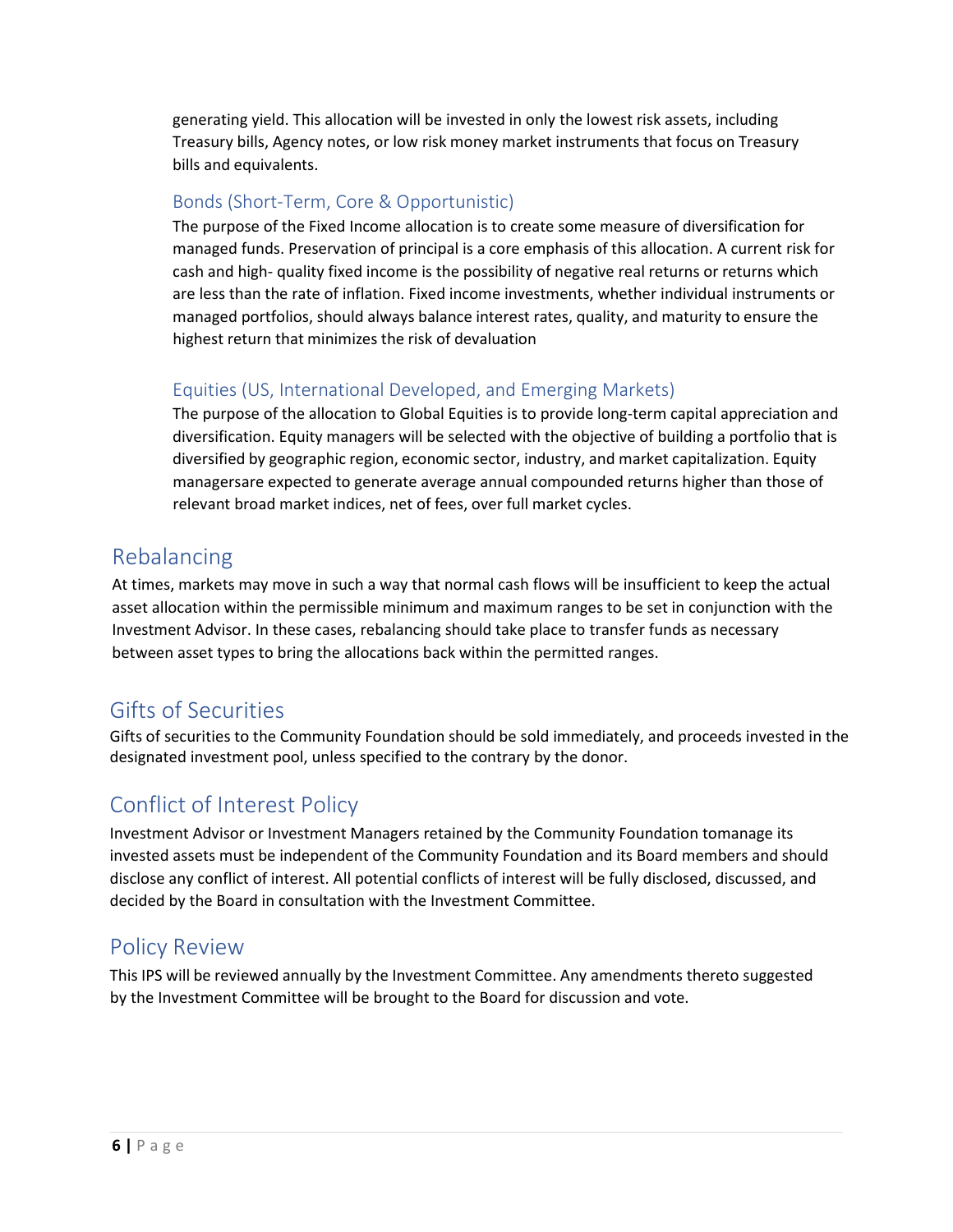generating yield. This allocation will be invested in only the lowest risk assets, including Treasury bills, Agency notes, or low risk money market instruments that focus on Treasury bills and equivalents.

### Bonds (Short-Term, Core & Opportunistic)

The purpose of the Fixed Income allocation is to create some measure of diversification for managed funds. Preservation of principal is a core emphasis of this allocation. A current risk for cash and high- quality fixed income is the possibility of negative real returns or returns which are less than the rate of inflation. Fixed income investments, whether individual instruments or managed portfolios, should always balance interest rates, quality, and maturity to ensure the highest return that minimizes the risk of devaluation

### Equities (US, International Developed, and Emerging Markets)

The purpose of the allocation to Global Equities is to provide long-term capital appreciation and diversification. Equity managers will be selected with the objective of building a portfolio that is diversified by geographic region, economic sector, industry, and market capitalization. Equity managersare expected to generate average annual compounded returns higher than those of relevant broad market indices, net of fees, over full market cycles.

## Rebalancing

At times, markets may move in such a way that normal cash flows will be insufficient to keep the actual asset allocation within the permissible minimum and maximum ranges to be set in conjunction with the Investment Advisor. In these cases, rebalancing should take place to transfer funds as necessary between asset types to bring the allocations back within the permitted ranges.

## Gifts of Securities

Gifts of securities to the Community Foundation should be sold immediately, and proceeds invested in the designated investment pool, unless specified to the contrary by the donor.

## Conflict of Interest Policy

Investment Advisor or Investment Managers retained by the Community Foundation tomanage its invested assets must be independent of the Community Foundation and its Board members and should disclose any conflict of interest. All potential conflicts of interest will be fully disclosed, discussed, and decided by the Board in consultation with the Investment Committee.

## Policy Review

This IPS will be reviewed annually by the Investment Committee. Any amendments thereto suggested by the Investment Committee will be brought to the Board for discussion and vote.